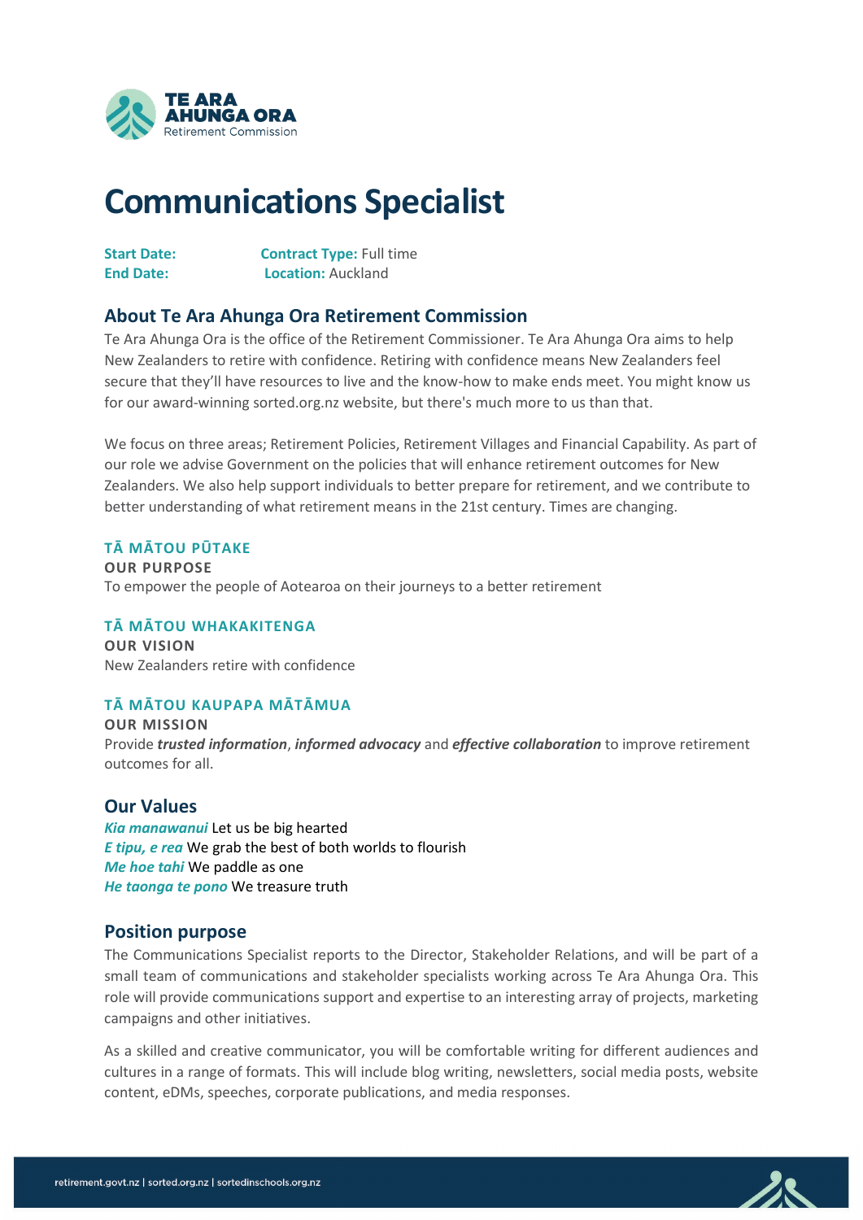TE ARA AHUNGA ORA
Retirement Commission

# Communications Specialist

**Start Date:** 
**End Date:** 
**Contract Type:** Full time
**Location:** Auckland

## About Te Ara Ahunga Ora Retirement Commission

Te Ara Ahunga Ora is the office of the Retirement Commissioner. Te Ara Ahunga Ora aims to help New Zealanders to retire with confidence. Retiring with confidence means New Zealanders feel secure that they'll have resources to live and the know-how to make ends meet. You might know us for our award-winning sorted.org.nz website, but there's much more to us than that.

We focus on three areas; Retirement Policies, Retirement Villages and Financial Capability. As part of our role we advise Government on the policies that will enhance retirement outcomes for New Zealanders. We also help support individuals to better prepare for retirement, and we contribute to better understanding of what retirement means in the 21st century. Times are changing.

### TĀ MĀTOU PŪTAKE

**OUR PURPOSE**

To empower the people of Aotearoa on their journeys to a better retirement

### TĀ MĀTOU WHAKAKITENGA

**OUR VISION**

New Zealanders retire with confidence

### TĀ MĀTOU KAUPAPA MĀTĀMUA

**OUR MISSION**

Provide ***trusted information***, ***informed advocacy*** and ***effective collaboration*** to improve retirement outcomes for all.

## Our Values

***Kia manawanui*** Let us be big hearted
***E tipu, e rea*** We grab the best of both worlds to flourish
***Me hoe tahi*** We paddle as one
***He taonga te pono*** We treasure truth

## Position purpose

The Communications Specialist reports to the Director, Stakeholder Relations, and will be part of a small team of communications and stakeholder specialists working across Te Ara Ahunga Ora. This role will provide communications support and expertise to an interesting array of projects, marketing campaigns and other initiatives.

As a skilled and creative communicator, you will be comfortable writing for different audiences and cultures in a range of formats. This will include blog writing, newsletters, social media posts, website content, eDMs, speeches, corporate publications, and media responses.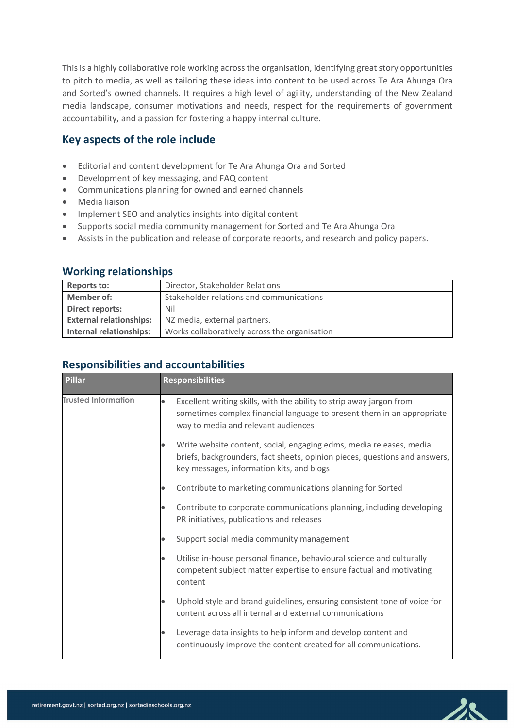This is a highly collaborative role working across the organisation, identifying great story opportunities to pitch to media, as well as tailoring these ideas into content to be used across Te Ara Ahunga Ora and Sorted's owned channels. It requires a high level of agility, understanding of the New Zealand media landscape, consumer motivations and needs, respect for the requirements of government accountability, and a passion for fostering a happy internal culture.

## Key aspects of the role include

- Editorial and content development for Te Ara Ahunga Ora and Sorted
- Development of key messaging, and FAQ content
- Communications planning for owned and earned channels
- Media liaison
- Implement SEO and analytics insights into digital content
- Supports social media community management for Sorted and Te Ara Ahunga Ora
- Assists in the publication and release of corporate reports, and research and policy papers.

## Working relationships

| | |
|---|---|
| **Reports to:** | Director, Stakeholder Relations |
| **Member of:** | Stakeholder relations and communications |
| **Direct reports:** | Nil |
| **External relationships:** | NZ media, external partners. |
| **Internal relationships:** | Works collaboratively across the organisation |

## Responsibilities and accountabilities

| Pillar | Responsibilities |
|---|---|
| Trusted Information | • Excellent writing skills, with the ability to strip away jargon from sometimes complex financial language to present them in an appropriate way to media and relevant audiences<br>• Write website content, social, engaging edms, media releases, media briefs, backgrounders, fact sheets, opinion pieces, questions and answers, key messages, information kits, and blogs<br>• Contribute to marketing communications planning for Sorted<br>• Contribute to corporate communications planning, including developing PR initiatives, publications and releases<br>• Support social media community management<br>• Utilise in-house personal finance, behavioural science and culturally competent subject matter expertise to ensure factual and motivating content<br>• Uphold style and brand guidelines, ensuring consistent tone of voice for content across all internal and external communications<br>• Leverage data insights to help inform and develop content and continuously improve the content created for all communications. |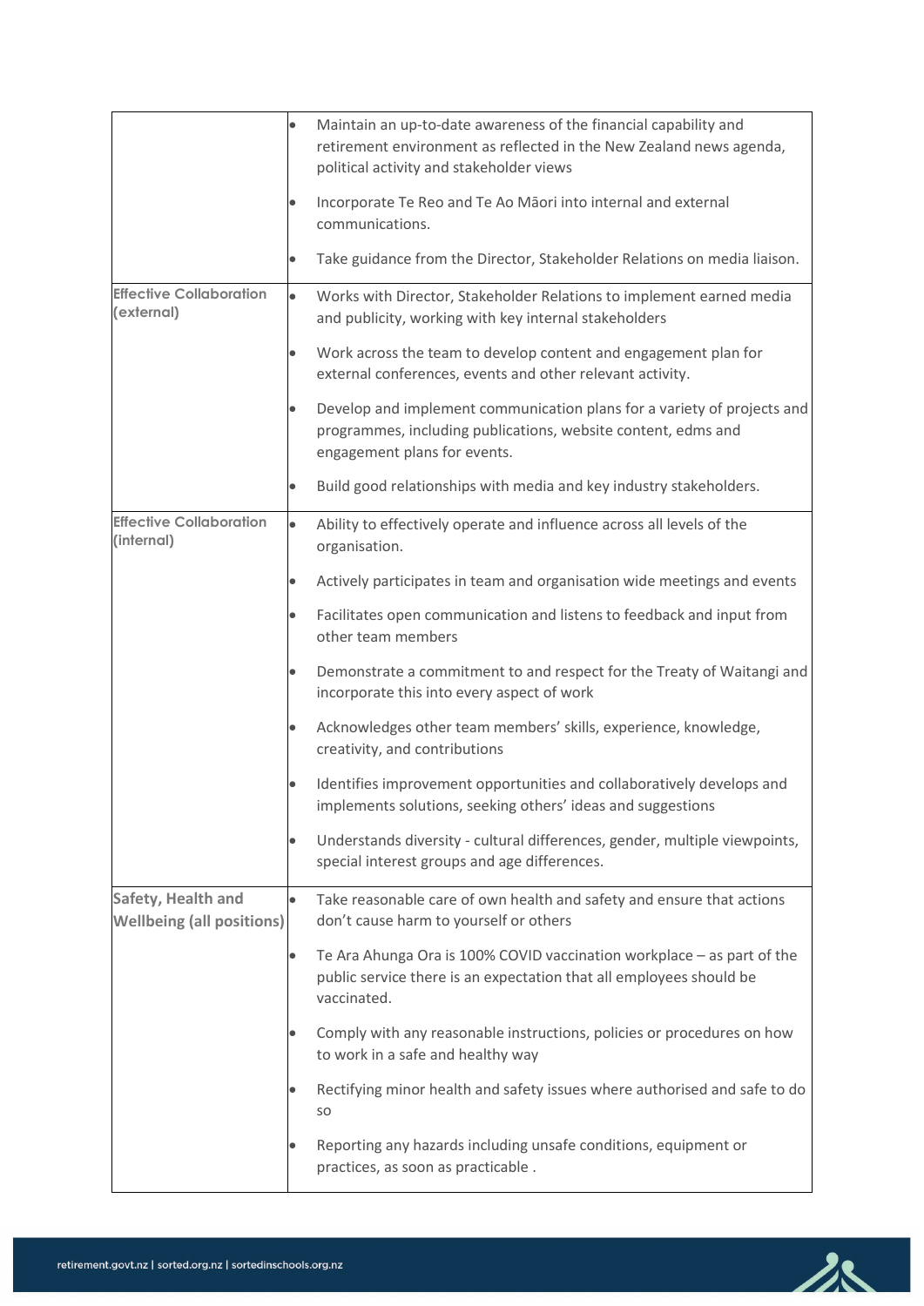| | |
|---|---|
| | • Maintain an up-to-date awareness of the financial capability and retirement environment as reflected in the New Zealand news agenda, political activity and stakeholder views<br>• Incorporate Te Reo and Te Ao Māori into internal and external communications.<br>• Take guidance from the Director, Stakeholder Relations on media liaison. |
| **Effective Collaboration (external)** | • Works with Director, Stakeholder Relations to implement earned media and publicity, working with key internal stakeholders<br>• Work across the team to develop content and engagement plan for external conferences, events and other relevant activity.<br>• Develop and implement communication plans for a variety of projects and programmes, including publications, website content, edms and engagement plans for events.<br>• Build good relationships with media and key industry stakeholders. |
| **Effective Collaboration (internal)** | • Ability to effectively operate and influence across all levels of the organisation.<br>• Actively participates in team and organisation wide meetings and events<br>• Facilitates open communication and listens to feedback and input from other team members<br>• Demonstrate a commitment to and respect for the Treaty of Waitangi and incorporate this into every aspect of work<br>• Acknowledges other team members' skills, experience, knowledge, creativity, and contributions<br>• Identifies improvement opportunities and collaboratively develops and implements solutions, seeking others' ideas and suggestions<br>• Understands diversity - cultural differences, gender, multiple viewpoints, special interest groups and age differences. |
| **Safety, Health and Wellbeing (all positions)** | • Take reasonable care of own health and safety and ensure that actions don't cause harm to yourself or others<br>• Te Ara Ahunga Ora is 100% COVID vaccination workplace – as part of the public service there is an expectation that all employees should be vaccinated.<br>• Comply with any reasonable instructions, policies or procedures on how to work in a safe and healthy way<br>• Rectifying minor health and safety issues where authorised and safe to do so<br>• Reporting any hazards including unsafe conditions, equipment or practices, as soon as practicable . |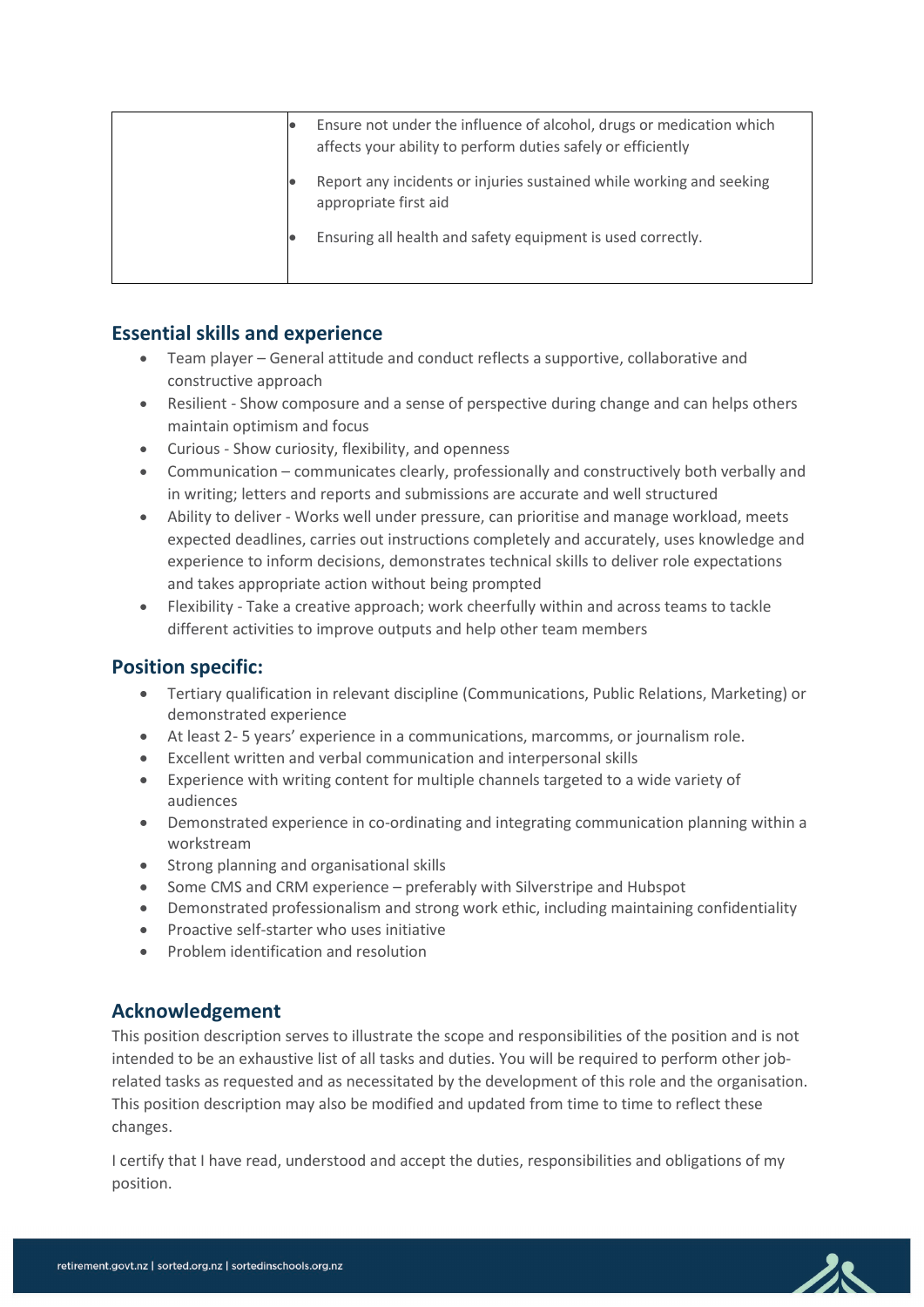| | |
|---|---|
| | • Ensure not under the influence of alcohol, drugs or medication which affects your ability to perform duties safely or efficiently<br>• Report any incidents or injuries sustained while working and seeking appropriate first aid<br>• Ensuring all health and safety equipment is used correctly. |

## Essential skills and experience

- Team player – General attitude and conduct reflects a supportive, collaborative and constructive approach
- Resilient - Show composure and a sense of perspective during change and can helps others maintain optimism and focus
- Curious - Show curiosity, flexibility, and openness
- Communication – communicates clearly, professionally and constructively both verbally and in writing; letters and reports and submissions are accurate and well structured
- Ability to deliver - Works well under pressure, can prioritise and manage workload, meets expected deadlines, carries out instructions completely and accurately, uses knowledge and experience to inform decisions, demonstrates technical skills to deliver role expectations and takes appropriate action without being prompted
- Flexibility - Take a creative approach; work cheerfully within and across teams to tackle different activities to improve outputs and help other team members

## Position specific:

- Tertiary qualification in relevant discipline (Communications, Public Relations, Marketing) or demonstrated experience
- At least 2- 5 years' experience in a communications, marcomms, or journalism role.
- Excellent written and verbal communication and interpersonal skills
- Experience with writing content for multiple channels targeted to a wide variety of audiences
- Demonstrated experience in co-ordinating and integrating communication planning within a workstream
- Strong planning and organisational skills
- Some CMS and CRM experience – preferably with Silverstripe and Hubspot
- Demonstrated professionalism and strong work ethic, including maintaining confidentiality
- Proactive self-starter who uses initiative
- Problem identification and resolution

## Acknowledgement

This position description serves to illustrate the scope and responsibilities of the position and is not intended to be an exhaustive list of all tasks and duties. You will be required to perform other job-related tasks as requested and as necessitated by the development of this role and the organisation. This position description may also be modified and updated from time to time to reflect these changes.

I certify that I have read, understood and accept the duties, responsibilities and obligations of my position.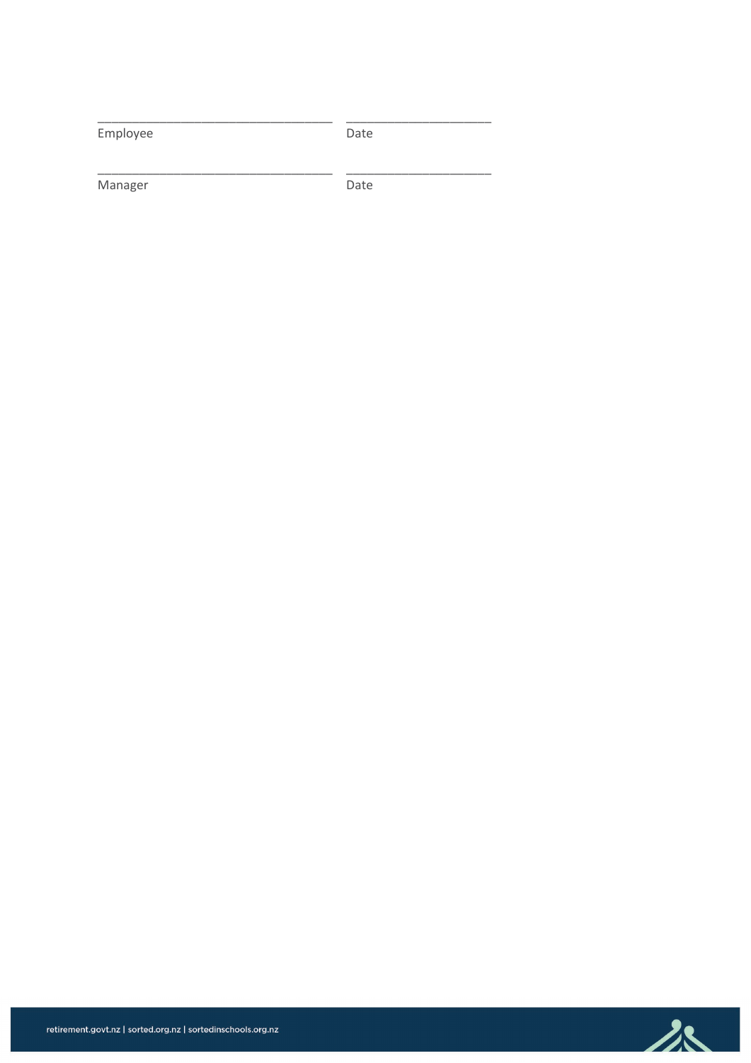_________________________________ _____________________

Employee Date

_________________________________ _____________________

Manager Date